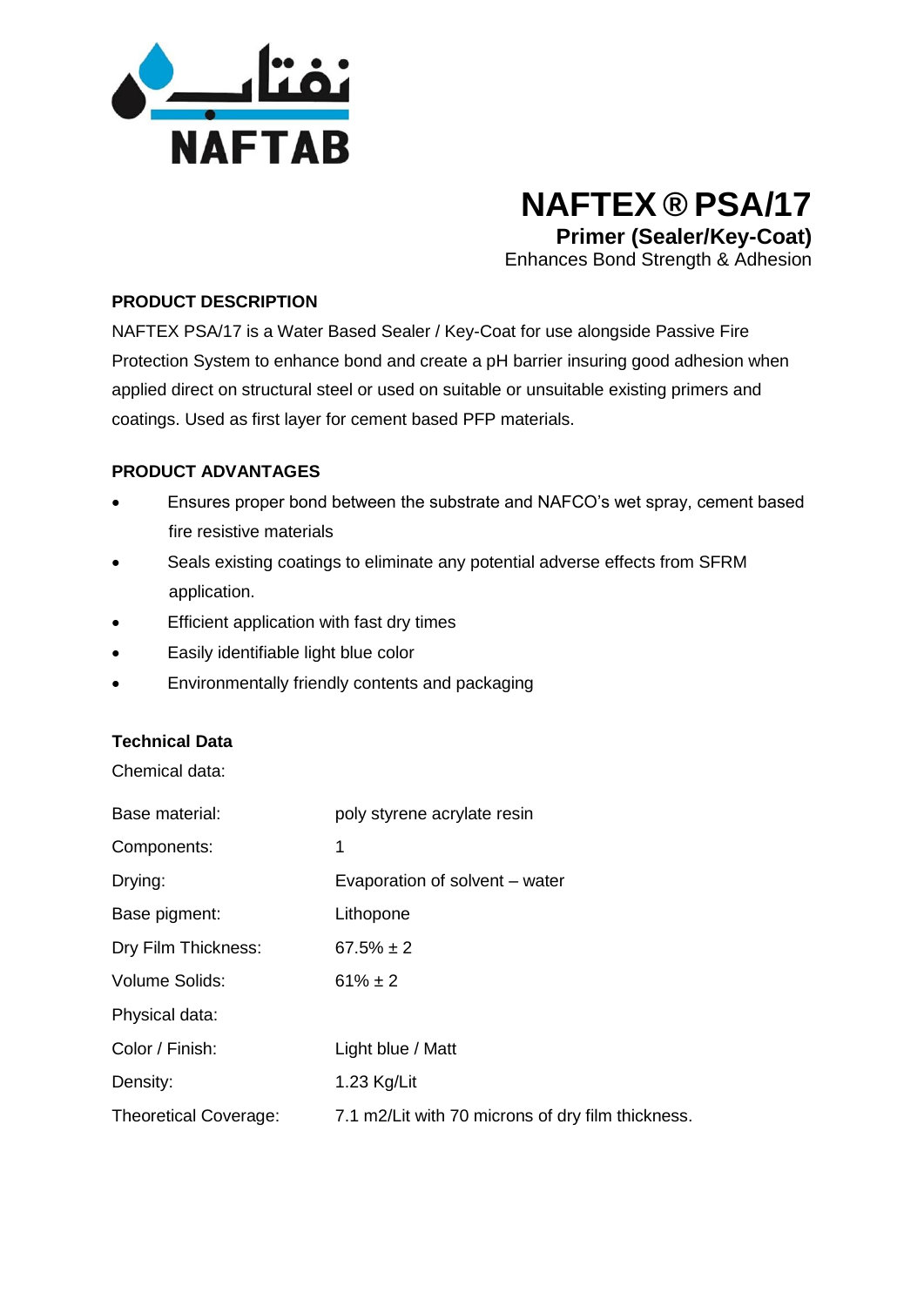نفتاب

NAFTAB

# NAFTEX ® PSA/17

**Primer (Sealer/Key-Coat)**

Enhances Bond Strength & Adhesion

## PRODUCT DESCRIPTION

NAFTEX PSA/17 is a Water Based Sealer / Key-Coat for use alongside Passive Fire Protection System to enhance bond and create a pH barrier insuring good adhesion when applied direct on structural steel or used on suitable or unsuitable existing primers and coatings. Used as first layer for cement based PFP materials.

## PRODUCT ADVANTAGES

- Ensures proper bond between the substrate and NAFCO's wet spray, cement based fire resistive materials
- Seals existing coatings to eliminate any potential adverse effects from SFRM application.
- Efficient application with fast dry times
- Easily identifiable light blue color
- Environmentally friendly contents and packaging

## Technical Data

Chemical data:

| | |
|---|---|
| Base material: | poly styrene acrylate resin |
| Components: | 1 |
| Drying: | Evaporation of solvent – water |
| Base pigment: | Lithopone |
| Dry Film Thickness: | 67.5% ± 2 |
| Volume Solids: | 61% ± 2 |
| Physical data: | |
| Color / Finish: | Light blue / Matt |
| Density: | 1.23 Kg/Lit |
| Theoretical Coverage: | 7.1 m2/Lit with 70 microns of dry film thickness. |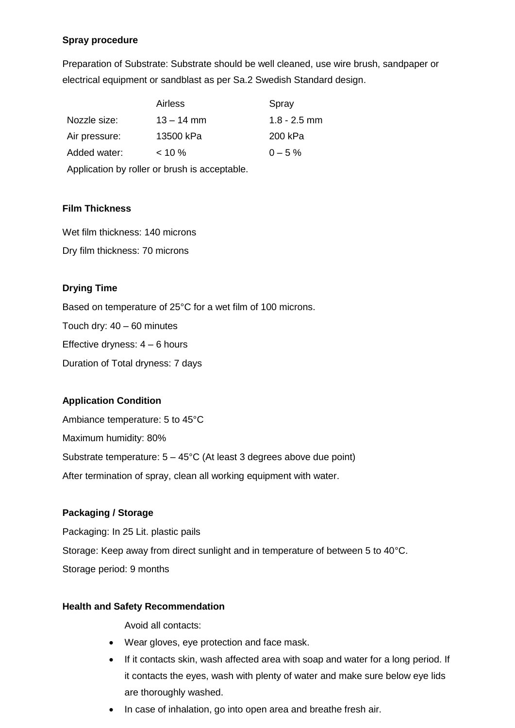**Spray procedure**

Preparation of Substrate: Substrate should be well cleaned, use wire brush, sandpaper or electrical equipment or sandblast as per Sa.2 Swedish Standard design.

| | Airless | Spray |
|---|---|---|
| Nozzle size: | 13 – 14 mm | 1.8 - 2.5 mm |
| Air pressure: | 13500 kPa | 200 kPa |
| Added water: | < 10 % | 0 – 5 % |

Application by roller or brush is acceptable.

**Film Thickness**

Wet film thickness: 140 microns

Dry film thickness: 70 microns

**Drying Time**

Based on temperature of 25°C for a wet film of 100 microns.

Touch dry: 40 – 60 minutes

Effective dryness: 4 – 6 hours

Duration of Total dryness: 7 days

**Application Condition**

Ambiance temperature: 5 to 45°C

Maximum humidity: 80%

Substrate temperature: 5 – 45°C (At least 3 degrees above due point)

After termination of spray, clean all working equipment with water.

**Packaging / Storage**

Packaging: In 25 Lit. plastic pails

Storage: Keep away from direct sunlight and in temperature of between 5 to 40°C.

Storage period: 9 months

**Health and Safety Recommendation**

Avoid all contacts:

- Wear gloves, eye protection and face mask.
- If it contacts skin, wash affected area with soap and water for a long period. If it contacts the eyes, wash with plenty of water and make sure below eye lids are thoroughly washed.
- In case of inhalation, go into open area and breathe fresh air.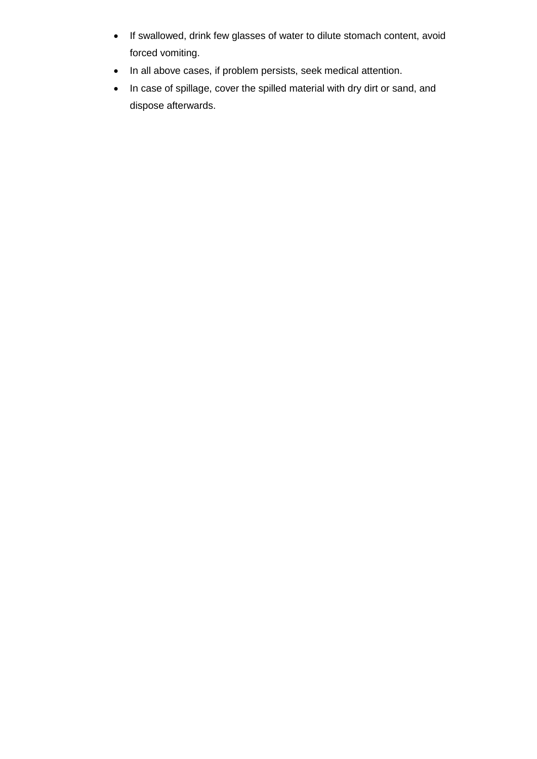- If swallowed, drink few glasses of water to dilute stomach content, avoid forced vomiting.
- In all above cases, if problem persists, seek medical attention.
- In case of spillage, cover the spilled material with dry dirt or sand, and dispose afterwards.